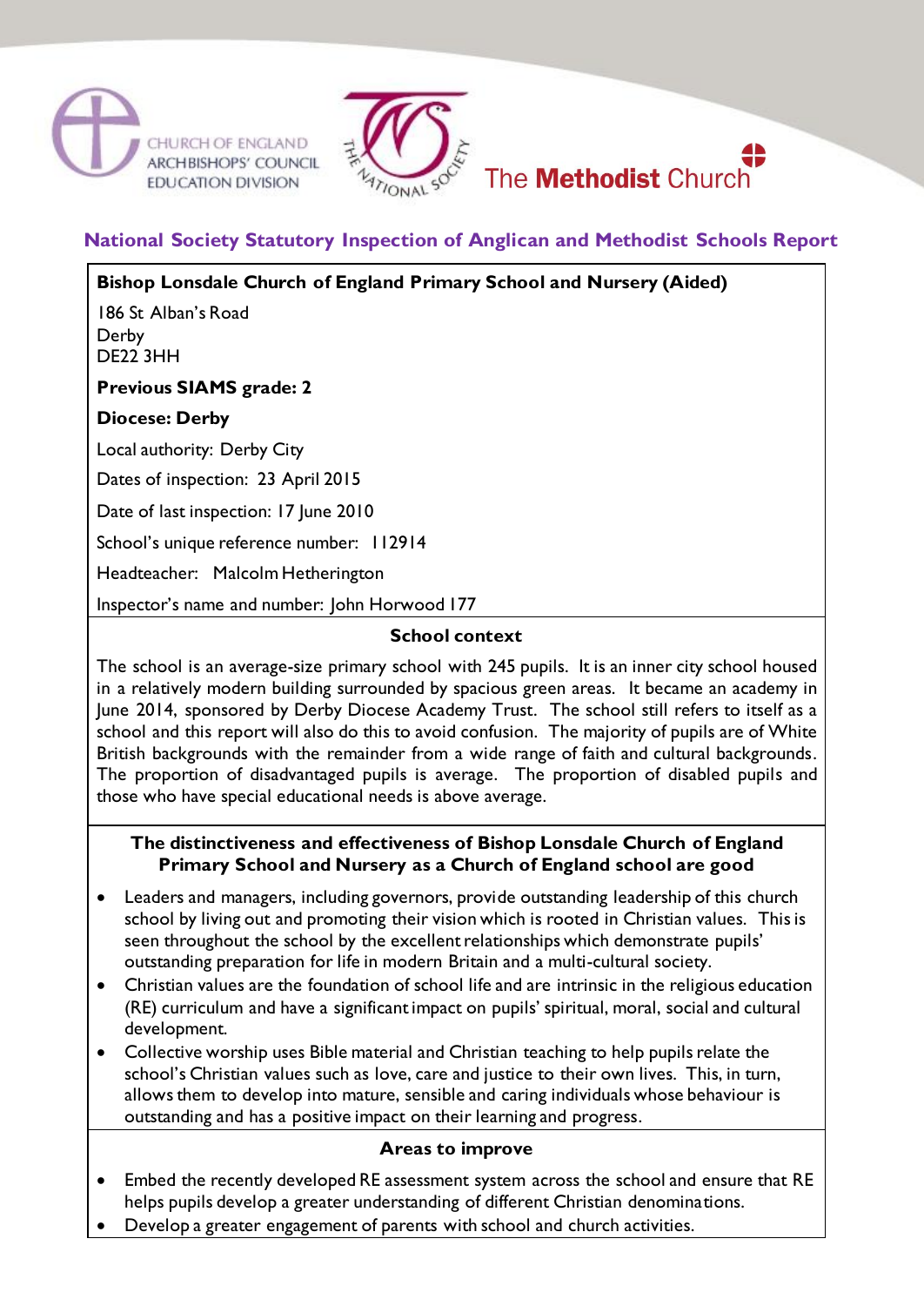CHURCH OF ENGLAND ARCHBISHOPS' COUNCIL EDUCATION DIVISION

THE NATIONAL SOCIETY

The **Methodist** Church

# National Society Statutory Inspection of Anglican and Methodist Schools Report

**Bishop Lonsdale Church of England Primary School and Nursery (Aided)**

186 St Alban's Road
Derby
DE22 3HH

**Previous SIAMS grade: 2**

**Diocese: Derby**

Local authority: Derby City

Dates of inspection: 23 April 2015

Date of last inspection: 17 June 2010

School's unique reference number: 112914

Headteacher: Malcolm Hetherington

Inspector's name and number: John Horwood 177

## School context

The school is an average-size primary school with 245 pupils. It is an inner city school housed in a relatively modern building surrounded by spacious green areas. It became an academy in June 2014, sponsored by Derby Diocese Academy Trust. The school still refers to itself as a school and this report will also do this to avoid confusion. The majority of pupils are of White British backgrounds with the remainder from a wide range of faith and cultural backgrounds. The proportion of disadvantaged pupils is average. The proportion of disabled pupils and those who have special educational needs is above average.

## The distinctiveness and effectiveness of Bishop Lonsdale Church of England Primary School and Nursery as a Church of England school are good

- Leaders and managers, including governors, provide outstanding leadership of this church school by living out and promoting their vision which is rooted in Christian values. This is seen throughout the school by the excellent relationships which demonstrate pupils' outstanding preparation for life in modern Britain and a multi-cultural society.
- Christian values are the foundation of school life and are intrinsic in the religious education (RE) curriculum and have a significant impact on pupils' spiritual, moral, social and cultural development.
- Collective worship uses Bible material and Christian teaching to help pupils relate the school's Christian values such as love, care and justice to their own lives. This, in turn, allows them to develop into mature, sensible and caring individuals whose behaviour is outstanding and has a positive impact on their learning and progress.

## Areas to improve

- Embed the recently developed RE assessment system across the school and ensure that RE helps pupils develop a greater understanding of different Christian denominations.
- Develop a greater engagement of parents with school and church activities.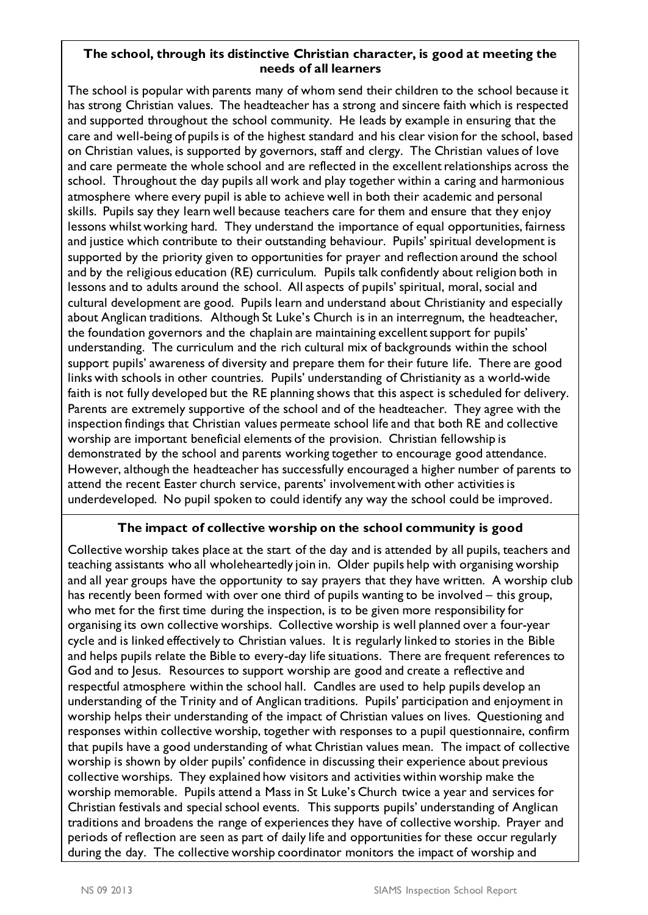**The school, through its distinctive Christian character, is good at meeting the needs of all learners**

The school is popular with parents many of whom send their children to the school because it has strong Christian values. The headteacher has a strong and sincere faith which is respected and supported throughout the school community. He leads by example in ensuring that the care and well-being of pupils is of the highest standard and his clear vision for the school, based on Christian values, is supported by governors, staff and clergy. The Christian values of love and care permeate the whole school and are reflected in the excellent relationships across the school. Throughout the day pupils all work and play together within a caring and harmonious atmosphere where every pupil is able to achieve well in both their academic and personal skills. Pupils say they learn well because teachers care for them and ensure that they enjoy lessons whilst working hard. They understand the importance of equal opportunities, fairness and justice which contribute to their outstanding behaviour. Pupils' spiritual development is supported by the priority given to opportunities for prayer and reflection around the school and by the religious education (RE) curriculum. Pupils talk confidently about religion both in lessons and to adults around the school. All aspects of pupils' spiritual, moral, social and cultural development are good. Pupils learn and understand about Christianity and especially about Anglican traditions. Although St Luke's Church is in an interregnum, the headteacher, the foundation governors and the chaplain are maintaining excellent support for pupils' understanding. The curriculum and the rich cultural mix of backgrounds within the school support pupils' awareness of diversity and prepare them for their future life. There are good links with schools in other countries. Pupils' understanding of Christianity as a world-wide faith is not fully developed but the RE planning shows that this aspect is scheduled for delivery. Parents are extremely supportive of the school and of the headteacher. They agree with the inspection findings that Christian values permeate school life and that both RE and collective worship are important beneficial elements of the provision. Christian fellowship is demonstrated by the school and parents working together to encourage good attendance. However, although the headteacher has successfully encouraged a higher number of parents to attend the recent Easter church service, parents' involvement with other activities is underdeveloped. No pupil spoken to could identify any way the school could be improved.

**The impact of collective worship on the school community is good**

Collective worship takes place at the start of the day and is attended by all pupils, teachers and teaching assistants who all wholeheartedly join in. Older pupils help with organising worship and all year groups have the opportunity to say prayers that they have written. A worship club has recently been formed with over one third of pupils wanting to be involved – this group, who met for the first time during the inspection, is to be given more responsibility for organising its own collective worships. Collective worship is well planned over a four-year cycle and is linked effectively to Christian values. It is regularly linked to stories in the Bible and helps pupils relate the Bible to every-day life situations. There are frequent references to God and to Jesus. Resources to support worship are good and create a reflective and respectful atmosphere within the school hall. Candles are used to help pupils develop an understanding of the Trinity and of Anglican traditions. Pupils' participation and enjoyment in worship helps their understanding of the impact of Christian values on lives. Questioning and responses within collective worship, together with responses to a pupil questionnaire, confirm that pupils have a good understanding of what Christian values mean. The impact of collective worship is shown by older pupils' confidence in discussing their experience about previous collective worships. They explained how visitors and activities within worship make the worship memorable. Pupils attend a Mass in St Luke's Church twice a year and services for Christian festivals and special school events. This supports pupils' understanding of Anglican traditions and broadens the range of experiences they have of collective worship. Prayer and periods of reflection are seen as part of daily life and opportunities for these occur regularly during the day. The collective worship coordinator monitors the impact of worship and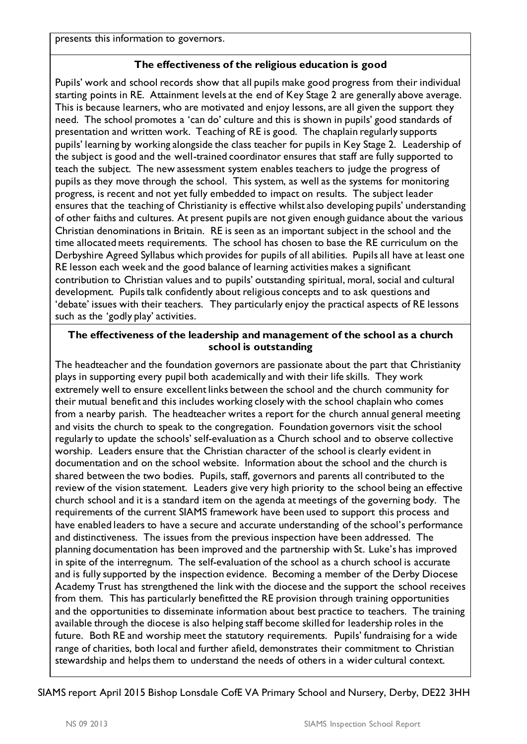presents this information to governors.

**The effectiveness of the religious education is good**

Pupils' work and school records show that all pupils make good progress from their individual starting points in RE. Attainment levels at the end of Key Stage 2 are generally above average. This is because learners, who are motivated and enjoy lessons, are all given the support they need. The school promotes a 'can do' culture and this is shown in pupils' good standards of presentation and written work. Teaching of RE is good. The chaplain regularly supports pupils' learning by working alongside the class teacher for pupils in Key Stage 2. Leadership of the subject is good and the well-trained coordinator ensures that staff are fully supported to teach the subject. The new assessment system enables teachers to judge the progress of pupils as they move through the school. This system, as well as the systems for monitoring progress, is recent and not yet fully embedded to impact on results. The subject leader ensures that the teaching of Christianity is effective whilst also developing pupils' understanding of other faiths and cultures. At present pupils are not given enough guidance about the various Christian denominations in Britain. RE is seen as an important subject in the school and the time allocated meets requirements. The school has chosen to base the RE curriculum on the Derbyshire Agreed Syllabus which provides for pupils of all abilities. Pupils all have at least one RE lesson each week and the good balance of learning activities makes a significant contribution to Christian values and to pupils' outstanding spiritual, moral, social and cultural development. Pupils talk confidently about religious concepts and to ask questions and 'debate' issues with their teachers. They particularly enjoy the practical aspects of RE lessons such as the 'godly play' activities.

**The effectiveness of the leadership and management of the school as a church school is outstanding**

The headteacher and the foundation governors are passionate about the part that Christianity plays in supporting every pupil both academically and with their life skills. They work extremely well to ensure excellent links between the school and the church community for their mutual benefit and this includes working closely with the school chaplain who comes from a nearby parish. The headteacher writes a report for the church annual general meeting and visits the church to speak to the congregation. Foundation governors visit the school regularly to update the schools' self-evaluation as a Church school and to observe collective worship. Leaders ensure that the Christian character of the school is clearly evident in documentation and on the school website. Information about the school and the church is shared between the two bodies. Pupils, staff, governors and parents all contributed to the review of the vision statement. Leaders give very high priority to the school being an effective church school and it is a standard item on the agenda at meetings of the governing body. The requirements of the current SIAMS framework have been used to support this process and have enabled leaders to have a secure and accurate understanding of the school's performance and distinctiveness. The issues from the previous inspection have been addressed. The planning documentation has been improved and the partnership with St. Luke's has improved in spite of the interregnum. The self-evaluation of the school as a church school is accurate and is fully supported by the inspection evidence. Becoming a member of the Derby Diocese Academy Trust has strengthened the link with the diocese and the support the school receives from them. This has particularly benefitted the RE provision through training opportunities and the opportunities to disseminate information about best practice to teachers. The training available through the diocese is also helping staff become skilled for leadership roles in the future. Both RE and worship meet the statutory requirements. Pupils' fundraising for a wide range of charities, both local and further afield, demonstrates their commitment to Christian stewardship and helps them to understand the needs of others in a wider cultural context.

SIAMS report April 2015 Bishop Lonsdale CofE VA Primary School and Nursery, Derby, DE22 3HH